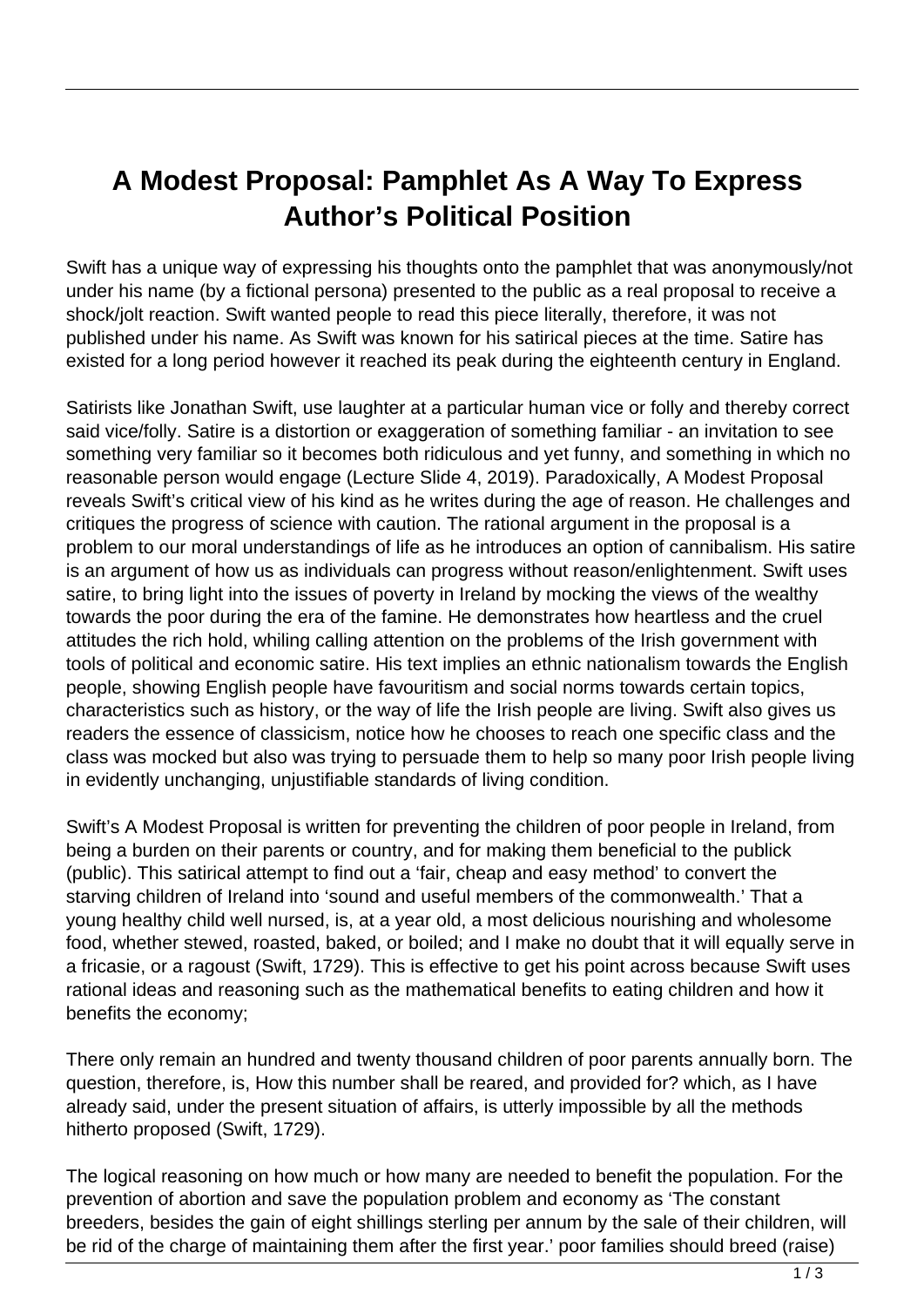# A Modest Proposal: Pamphlet As A Way To Express Author's Political Position

Swift has a unique way of expressing his thoughts onto the pamphlet that was anonymously/not under his name (by a fictional persona) presented to the public as a real proposal to receive a shock/jolt reaction. Swift wanted people to read this piece literally, therefore, it was not published under his name. As Swift was known for his satirical pieces at the time. Satire has existed for a long period however it reached its peak during the eighteenth century in England.

Satirists like Jonathan Swift, use laughter at a particular human vice or folly and thereby correct said vice/folly. Satire is a distortion or exaggeration of something familiar - an invitation to see something very familiar so it becomes both ridiculous and yet funny, and something in which no reasonable person would engage (Lecture Slide 4, 2019). Paradoxically, A Modest Proposal reveals Swift's critical view of his kind as he writes during the age of reason. He challenges and critiques the progress of science with caution. The rational argument in the proposal is a problem to our moral understandings of life as he introduces an option of cannibalism. His satire is an argument of how us as individuals can progress without reason/enlightenment. Swift uses satire, to bring light into the issues of poverty in Ireland by mocking the views of the wealthy towards the poor during the era of the famine. He demonstrates how heartless and the cruel attitudes the rich hold, whiling calling attention on the problems of the Irish government with tools of political and economic satire. His text implies an ethnic nationalism towards the English people, showing English people have favouritism and social norms towards certain topics, characteristics such as history, or the way of life the Irish people are living. Swift also gives us readers the essence of classicism, notice how he chooses to reach one specific class and the class was mocked but also was trying to persuade them to help so many poor Irish people living in evidently unchanging, unjustifiable standards of living condition.

Swift's A Modest Proposal is written for preventing the children of poor people in Ireland, from being a burden on their parents or country, and for making them beneficial to the publick (public). This satirical attempt to find out a 'fair, cheap and easy method' to convert the starving children of Ireland into 'sound and useful members of the commonwealth.' That a young healthy child well nursed, is, at a year old, a most delicious nourishing and wholesome food, whether stewed, roasted, baked, or boiled; and I make no doubt that it will equally serve in a fricasie, or a ragoust (Swift, 1729). This is effective to get his point across because Swift uses rational ideas and reasoning such as the mathematical benefits to eating children and how it benefits the economy;

There only remain an hundred and twenty thousand children of poor parents annually born. The question, therefore, is, How this number shall be reared, and provided for? which, as I have already said, under the present situation of affairs, is utterly impossible by all the methods hitherto proposed (Swift, 1729).

The logical reasoning on how much or how many are needed to benefit the population. For the prevention of abortion and save the population problem and economy as 'The constant breeders, besides the gain of eight shillings sterling per annum by the sale of their children, will be rid of the charge of maintaining them after the first year.' poor families should breed (raise)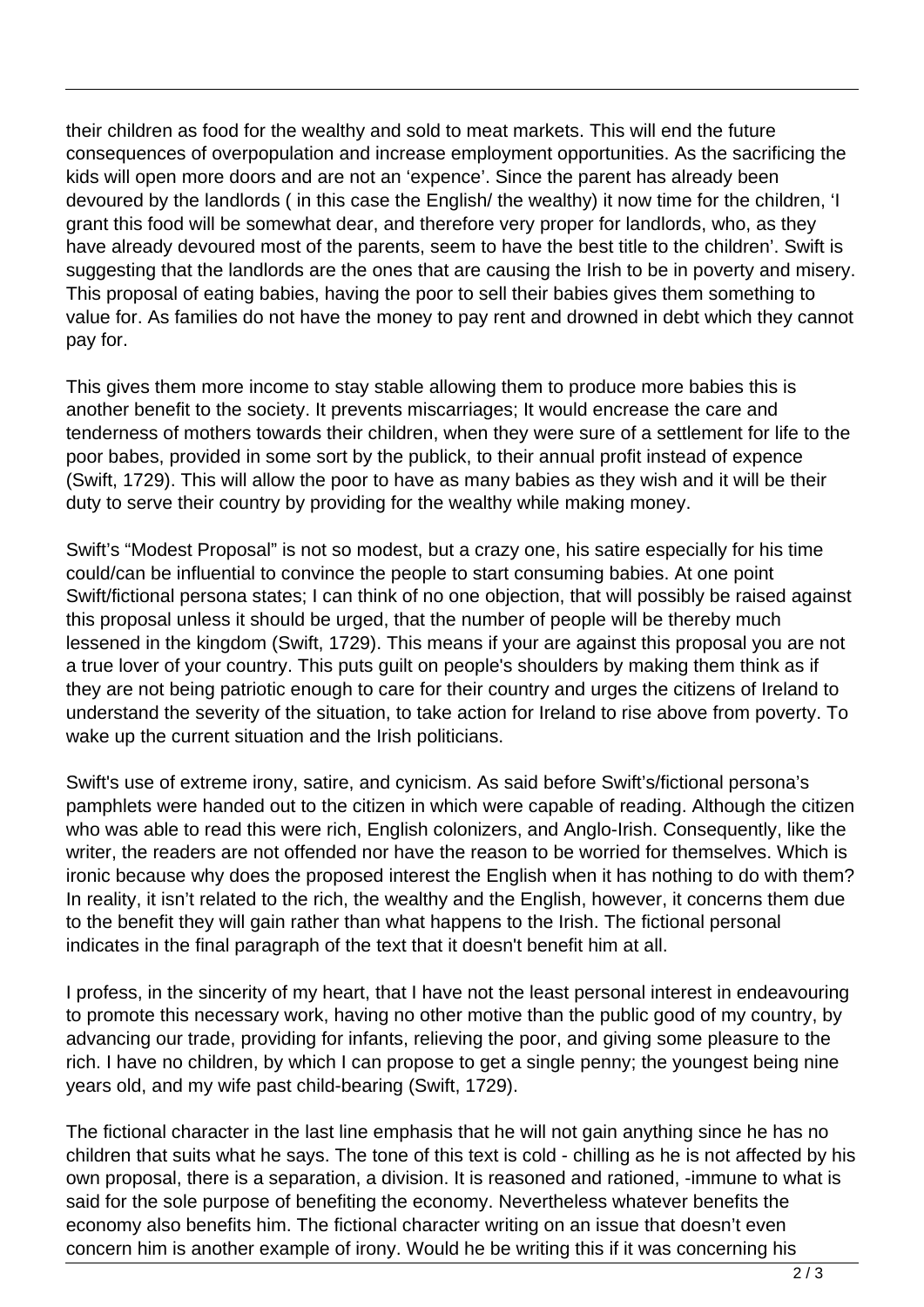their children as food for the wealthy and sold to meat markets. This will end the future consequences of overpopulation and increase employment opportunities. As the sacrificing the kids will open more doors and are not an 'expence'. Since the parent has already been devoured by the landlords ( in this case the English/ the wealthy) it now time for the children, 'I grant this food will be somewhat dear, and therefore very proper for landlords, who, as they have already devoured most of the parents, seem to have the best title to the children'. Swift is suggesting that the landlords are the ones that are causing the Irish to be in poverty and misery. This proposal of eating babies, having the poor to sell their babies gives them something to value for. As families do not have the money to pay rent and drowned in debt which they cannot pay for.

This gives them more income to stay stable allowing them to produce more babies this is another benefit to the society. It prevents miscarriages; It would encrease the care and tenderness of mothers towards their children, when they were sure of a settlement for life to the poor babes, provided in some sort by the publick, to their annual profit instead of expence (Swift, 1729). This will allow the poor to have as many babies as they wish and it will be their duty to serve their country by providing for the wealthy while making money.

Swift's "Modest Proposal" is not so modest, but a crazy one, his satire especially for his time could/can be influential to convince the people to start consuming babies. At one point Swift/fictional persona states; I can think of no one objection, that will possibly be raised against this proposal unless it should be urged, that the number of people will be thereby much lessened in the kingdom (Swift, 1729). This means if your are against this proposal you are not a true lover of your country. This puts guilt on people's shoulders by making them think as if they are not being patriotic enough to care for their country and urges the citizens of Ireland to understand the severity of the situation, to take action for Ireland to rise above from poverty. To wake up the current situation and the Irish politicians.

Swift's use of extreme irony, satire, and cynicism. As said before Swift's/fictional persona's pamphlets were handed out to the citizen in which were capable of reading. Although the citizen who was able to read this were rich, English colonizers, and Anglo-Irish. Consequently, like the writer, the readers are not offended nor have the reason to be worried for themselves. Which is ironic because why does the proposed interest the English when it has nothing to do with them? In reality, it isn't related to the rich, the wealthy and the English, however, it concerns them due to the benefit they will gain rather than what happens to the Irish. The fictional personal indicates in the final paragraph of the text that it doesn't benefit him at all.

I profess, in the sincerity of my heart, that I have not the least personal interest in endeavouring to promote this necessary work, having no other motive than the public good of my country, by advancing our trade, providing for infants, relieving the poor, and giving some pleasure to the rich. I have no children, by which I can propose to get a single penny; the youngest being nine years old, and my wife past child-bearing (Swift, 1729).

The fictional character in the last line emphasis that he will not gain anything since he has no children that suits what he says. The tone of this text is cold - chilling as he is not affected by his own proposal, there is a separation, a division. It is reasoned and rationed, -immune to what is said for the sole purpose of benefiting the economy. Nevertheless whatever benefits the economy also benefits him. The fictional character writing on an issue that doesn't even concern him is another example of irony. Would he be writing this if it was concerning his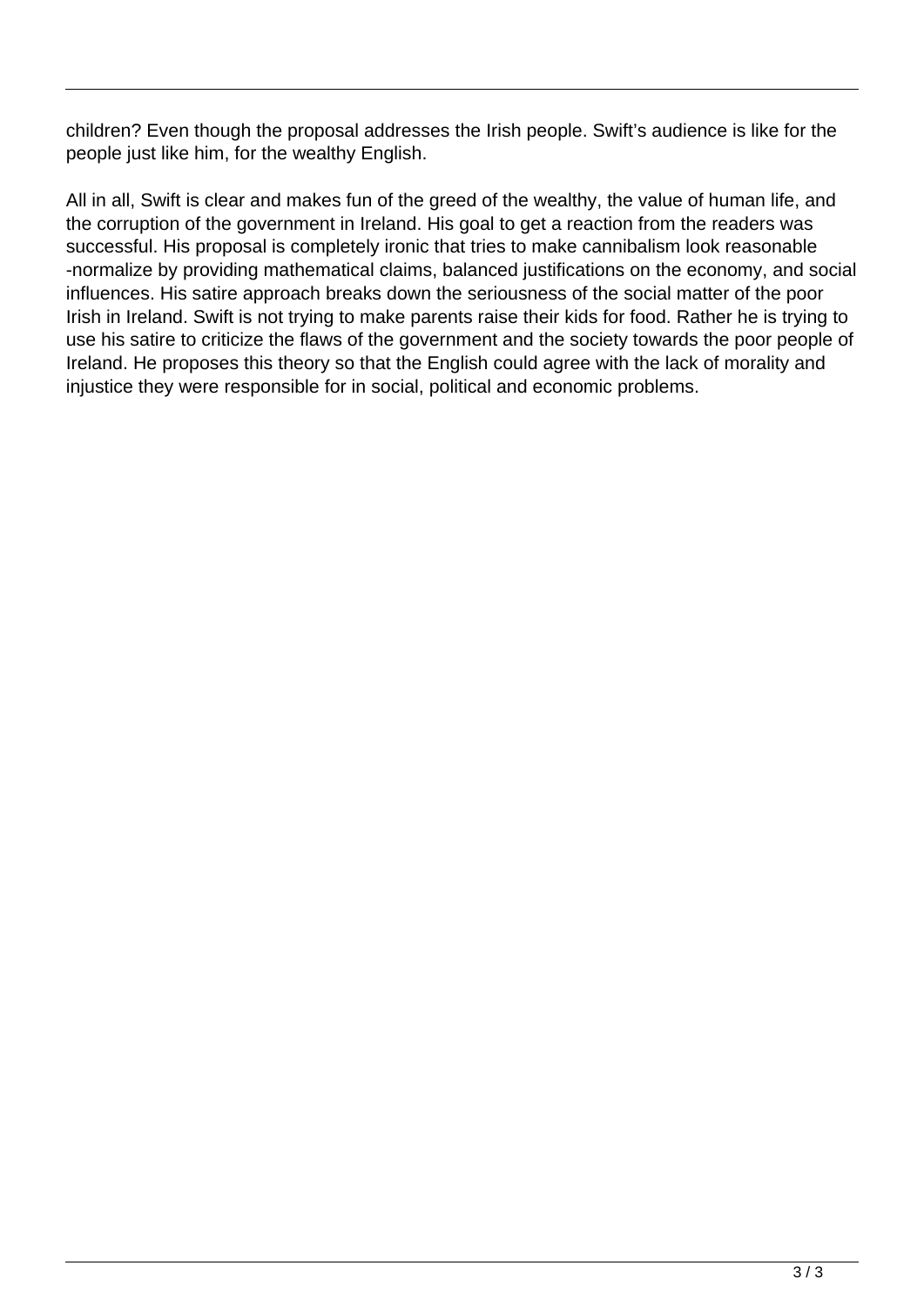children? Even though the proposal addresses the Irish people. Swift's audience is like for the people just like him, for the wealthy English.

All in all, Swift is clear and makes fun of the greed of the wealthy, the value of human life, and the corruption of the government in Ireland. His goal to get a reaction from the readers was successful. His proposal is completely ironic that tries to make cannibalism look reasonable -normalize by providing mathematical claims, balanced justifications on the economy, and social influences. His satire approach breaks down the seriousness of the social matter of the poor Irish in Ireland. Swift is not trying to make parents raise their kids for food. Rather he is trying to use his satire to criticize the flaws of the government and the society towards the poor people of Ireland. He proposes this theory so that the English could agree with the lack of morality and injustice they were responsible for in social, political and economic problems.